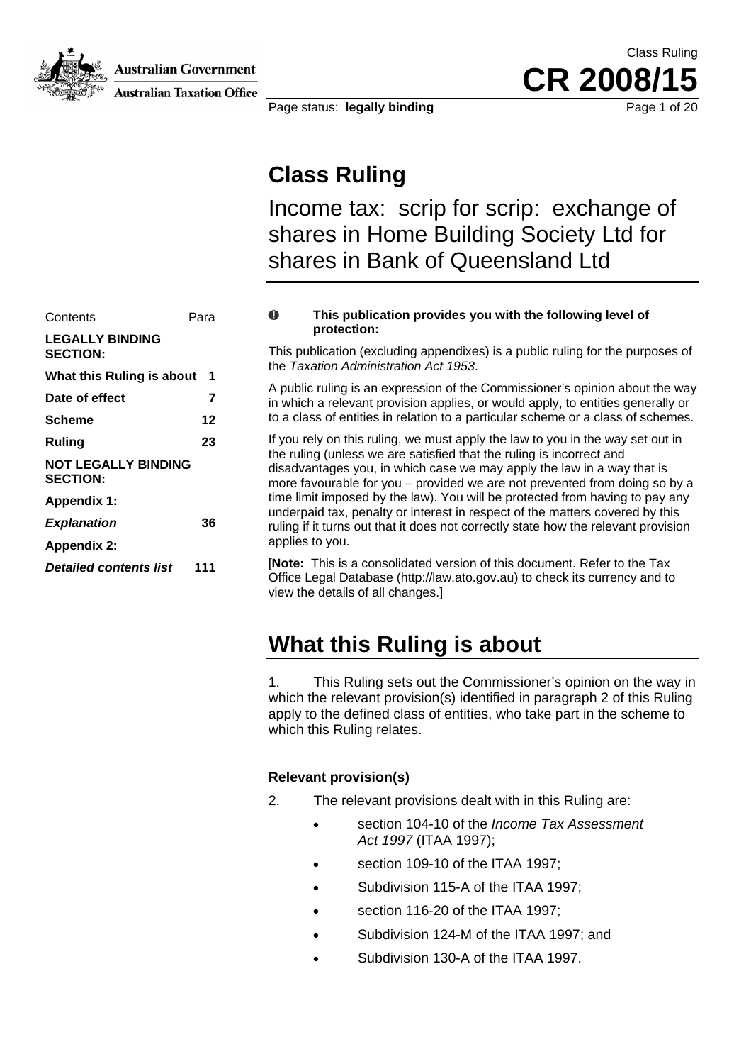# Class Ruling

## Income tax: scrip for scrip: exchange of shares in Home Building Society Ltd for shares in Bank of Queensland Ltd

| Contents | Para |
|---|---|
| **LEGALLY BINDING SECTION:** | |
| **What this Ruling is about** | **1** |
| **Date of effect** | **7** |
| **Scheme** | **12** |
| **Ruling** | **23** |
| **NOT LEGALLY BINDING SECTION:** | |
| **Appendix 1:** | |
| ***Explanation*** | **36** |
| **Appendix 2:** | |
| ***Detailed contents list*** | **111** |

**This publication provides you with the following level of protection:**

This publication (excluding appendixes) is a public ruling for the purposes of the *Taxation Administration Act 1953*.

A public ruling is an expression of the Commissioner's opinion about the way in which a relevant provision applies, or would apply, to entities generally or to a class of entities in relation to a particular scheme or a class of schemes.

If you rely on this ruling, we must apply the law to you in the way set out in the ruling (unless we are satisfied that the ruling is incorrect and disadvantages you, in which case we may apply the law in a way that is more favourable for you – provided we are not prevented from doing so by a time limit imposed by the law). You will be protected from having to pay any underpaid tax, penalty or interest in respect of the matters covered by this ruling if it turns out that it does not correctly state how the relevant provision applies to you.

[**Note:** This is a consolidated version of this document. Refer to the Tax Office Legal Database (http://law.ato.gov.au) to check its currency and to view the details of all changes.]

## What this Ruling is about

1. This Ruling sets out the Commissioner's opinion on the way in which the relevant provision(s) identified in paragraph 2 of this Ruling apply to the defined class of entities, who take part in the scheme to which this Ruling relates.

### Relevant provision(s)

2. The relevant provisions dealt with in this Ruling are:

- section 104-10 of the *Income Tax Assessment Act 1997* (ITAA 1997);
- section 109-10 of the ITAA 1997;
- Subdivision 115-A of the ITAA 1997;
- section 116-20 of the ITAA 1997;
- Subdivision 124-M of the ITAA 1997; and
- Subdivision 130-A of the ITAA 1997.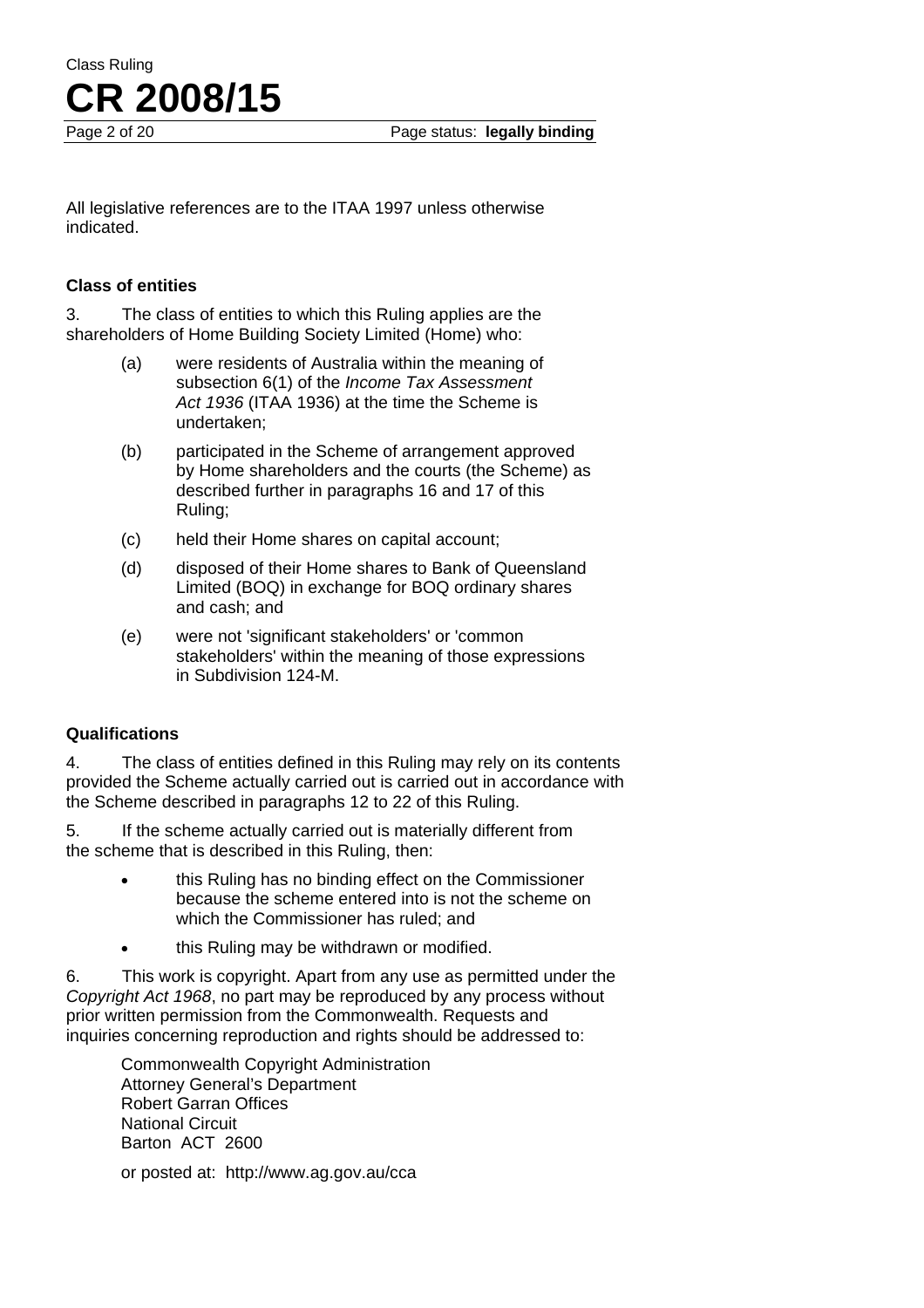All legislative references are to the ITAA 1997 unless otherwise indicated.

### Class of entities

3. The class of entities to which this Ruling applies are the shareholders of Home Building Society Limited (Home) who:

(a) were residents of Australia within the meaning of subsection 6(1) of the *Income Tax Assessment Act 1936* (ITAA 1936) at the time the Scheme is undertaken;

(b) participated in the Scheme of arrangement approved by Home shareholders and the courts (the Scheme) as described further in paragraphs 16 and 17 of this Ruling;

(c) held their Home shares on capital account;

(d) disposed of their Home shares to Bank of Queensland Limited (BOQ) in exchange for BOQ ordinary shares and cash; and

(e) were not 'significant stakeholders' or 'common stakeholders' within the meaning of those expressions in Subdivision 124-M.

### Qualifications

4. The class of entities defined in this Ruling may rely on its contents provided the Scheme actually carried out is carried out in accordance with the Scheme described in paragraphs 12 to 22 of this Ruling.

5. If the scheme actually carried out is materially different from the scheme that is described in this Ruling, then:

- this Ruling has no binding effect on the Commissioner because the scheme entered into is not the scheme on which the Commissioner has ruled; and
- this Ruling may be withdrawn or modified.

6. This work is copyright. Apart from any use as permitted under the *Copyright Act 1968*, no part may be reproduced by any process without prior written permission from the Commonwealth. Requests and inquiries concerning reproduction and rights should be addressed to:

Commonwealth Copyright Administration
Attorney General's Department
Robert Garran Offices
National Circuit
Barton ACT 2600

or posted at: http://www.ag.gov.au/cca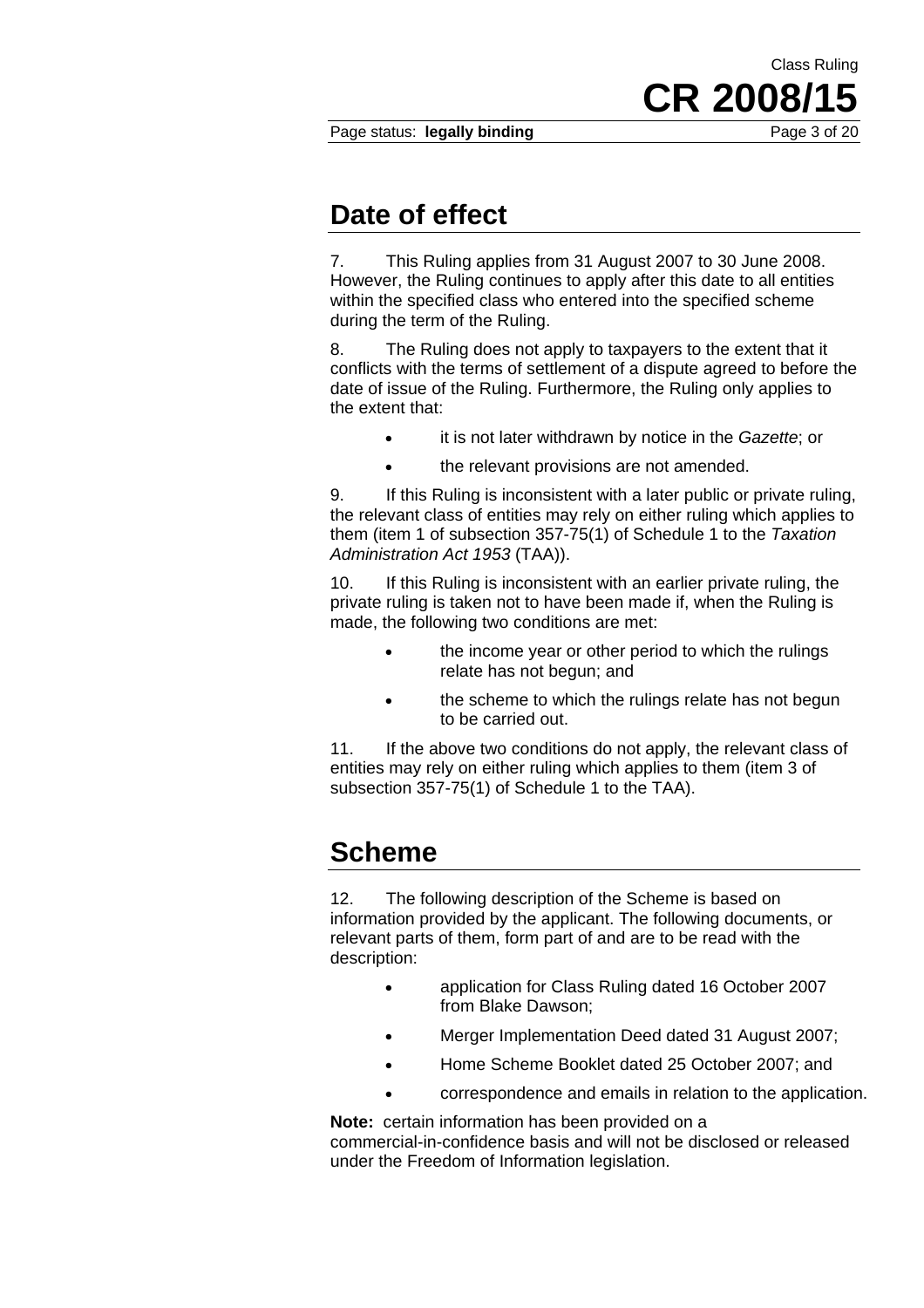## Date of effect

7. This Ruling applies from 31 August 2007 to 30 June 2008. However, the Ruling continues to apply after this date to all entities within the specified class who entered into the specified scheme during the term of the Ruling.

8. The Ruling does not apply to taxpayers to the extent that it conflicts with the terms of settlement of a dispute agreed to before the date of issue of the Ruling. Furthermore, the Ruling only applies to the extent that:

- it is not later withdrawn by notice in the *Gazette*; or
- the relevant provisions are not amended.

9. If this Ruling is inconsistent with a later public or private ruling, the relevant class of entities may rely on either ruling which applies to them (item 1 of subsection 357-75(1) of Schedule 1 to the *Taxation Administration Act 1953* (TAA)).

10. If this Ruling is inconsistent with an earlier private ruling, the private ruling is taken not to have been made if, when the Ruling is made, the following two conditions are met:

- the income year or other period to which the rulings relate has not begun; and
- the scheme to which the rulings relate has not begun to be carried out.

11. If the above two conditions do not apply, the relevant class of entities may rely on either ruling which applies to them (item 3 of subsection 357-75(1) of Schedule 1 to the TAA).

## Scheme

12. The following description of the Scheme is based on information provided by the applicant. The following documents, or relevant parts of them, form part of and are to be read with the description:

- application for Class Ruling dated 16 October 2007 from Blake Dawson;
- Merger Implementation Deed dated 31 August 2007;
- Home Scheme Booklet dated 25 October 2007; and
- correspondence and emails in relation to the application.

**Note:** certain information has been provided on a commercial-in-confidence basis and will not be disclosed or released under the Freedom of Information legislation.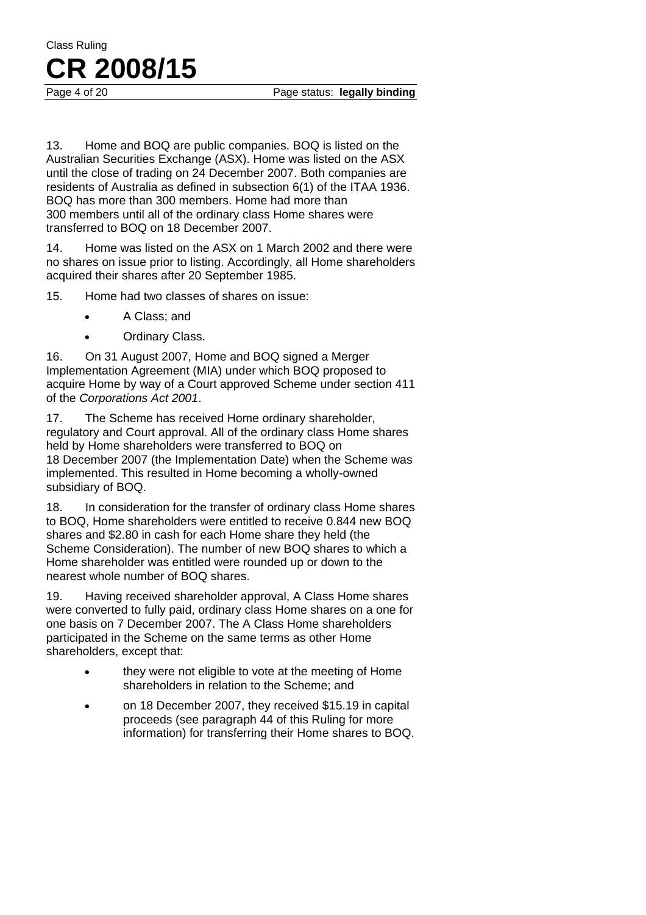13. Home and BOQ are public companies. BOQ is listed on the Australian Securities Exchange (ASX). Home was listed on the ASX until the close of trading on 24 December 2007. Both companies are residents of Australia as defined in subsection 6(1) of the ITAA 1936. BOQ has more than 300 members. Home had more than 300 members until all of the ordinary class Home shares were transferred to BOQ on 18 December 2007.

14. Home was listed on the ASX on 1 March 2002 and there were no shares on issue prior to listing. Accordingly, all Home shareholders acquired their shares after 20 September 1985.

15. Home had two classes of shares on issue:

- A Class; and
- Ordinary Class.

16. On 31 August 2007, Home and BOQ signed a Merger Implementation Agreement (MIA) under which BOQ proposed to acquire Home by way of a Court approved Scheme under section 411 of the *Corporations Act 2001*.

17. The Scheme has received Home ordinary shareholder, regulatory and Court approval. All of the ordinary class Home shares held by Home shareholders were transferred to BOQ on 18 December 2007 (the Implementation Date) when the Scheme was implemented. This resulted in Home becoming a wholly-owned subsidiary of BOQ.

18. In consideration for the transfer of ordinary class Home shares to BOQ, Home shareholders were entitled to receive 0.844 new BOQ shares and $2.80 in cash for each Home share they held (the Scheme Consideration). The number of new BOQ shares to which a Home shareholder was entitled were rounded up or down to the nearest whole number of BOQ shares.

19. Having received shareholder approval, A Class Home shares were converted to fully paid, ordinary class Home shares on a one for one basis on 7 December 2007. The A Class Home shareholders participated in the Scheme on the same terms as other Home shareholders, except that:

- they were not eligible to vote at the meeting of Home shareholders in relation to the Scheme; and
- on 18 December 2007, they received $15.19 in capital proceeds (see paragraph 44 of this Ruling for more information) for transferring their Home shares to BOQ.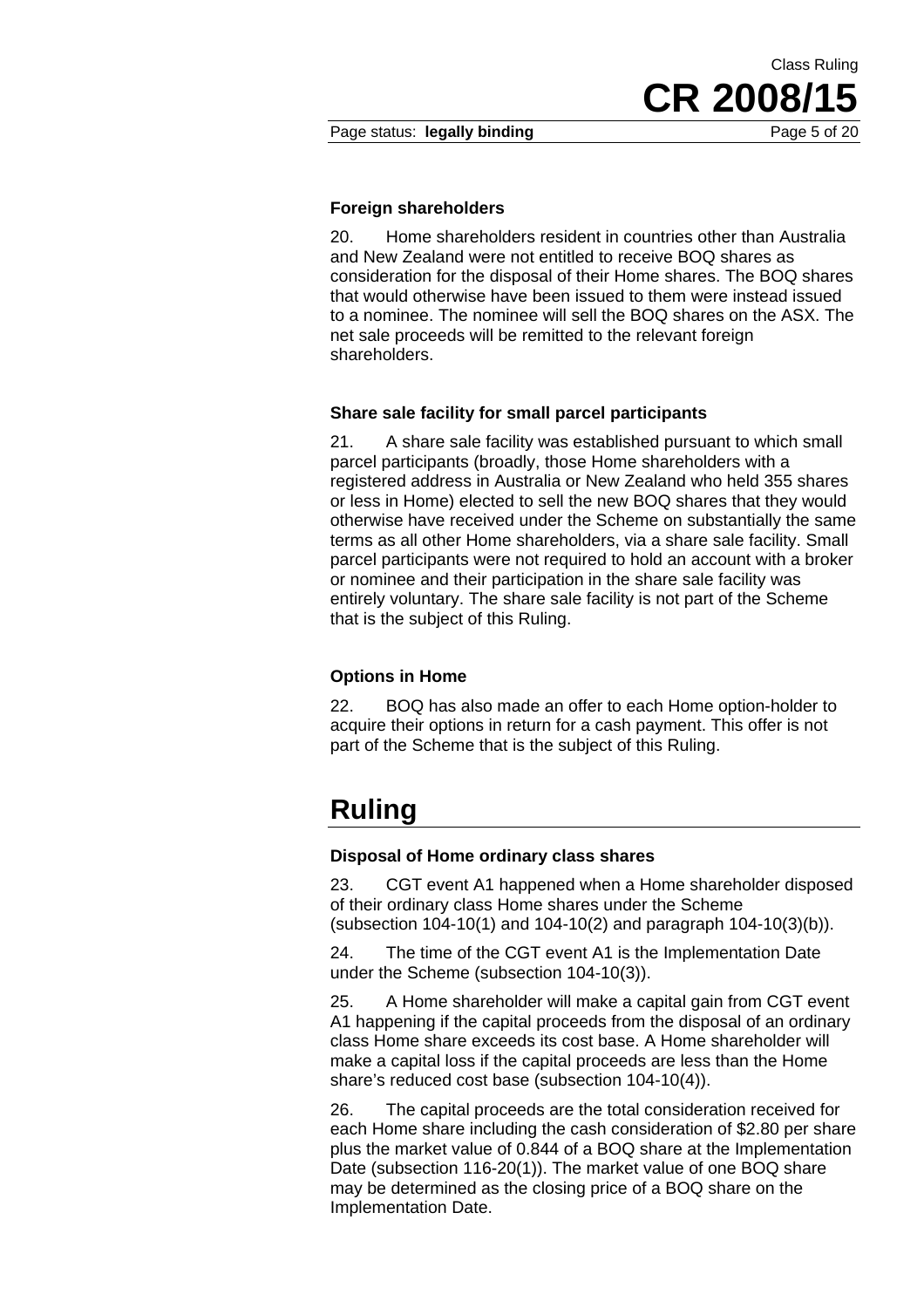### Foreign shareholders

20. Home shareholders resident in countries other than Australia and New Zealand were not entitled to receive BOQ shares as consideration for the disposal of their Home shares. The BOQ shares that would otherwise have been issued to them were instead issued to a nominee. The nominee will sell the BOQ shares on the ASX. The net sale proceeds will be remitted to the relevant foreign shareholders.

### Share sale facility for small parcel participants

21. A share sale facility was established pursuant to which small parcel participants (broadly, those Home shareholders with a registered address in Australia or New Zealand who held 355 shares or less in Home) elected to sell the new BOQ shares that they would otherwise have received under the Scheme on substantially the same terms as all other Home shareholders, via a share sale facility. Small parcel participants were not required to hold an account with a broker or nominee and their participation in the share sale facility was entirely voluntary. The share sale facility is not part of the Scheme that is the subject of this Ruling.

### Options in Home

22. BOQ has also made an offer to each Home option-holder to acquire their options in return for a cash payment. This offer is not part of the Scheme that is the subject of this Ruling.

# Ruling

### Disposal of Home ordinary class shares

23. CGT event A1 happened when a Home shareholder disposed of their ordinary class Home shares under the Scheme (subsection 104-10(1) and 104-10(2) and paragraph 104-10(3)(b)).

24. The time of the CGT event A1 is the Implementation Date under the Scheme (subsection 104-10(3)).

25. A Home shareholder will make a capital gain from CGT event A1 happening if the capital proceeds from the disposal of an ordinary class Home share exceeds its cost base. A Home shareholder will make a capital loss if the capital proceeds are less than the Home share's reduced cost base (subsection 104-10(4)).

26. The capital proceeds are the total consideration received for each Home share including the cash consideration of $2.80 per share plus the market value of 0.844 of a BOQ share at the Implementation Date (subsection 116-20(1)). The market value of one BOQ share may be determined as the closing price of a BOQ share on the Implementation Date.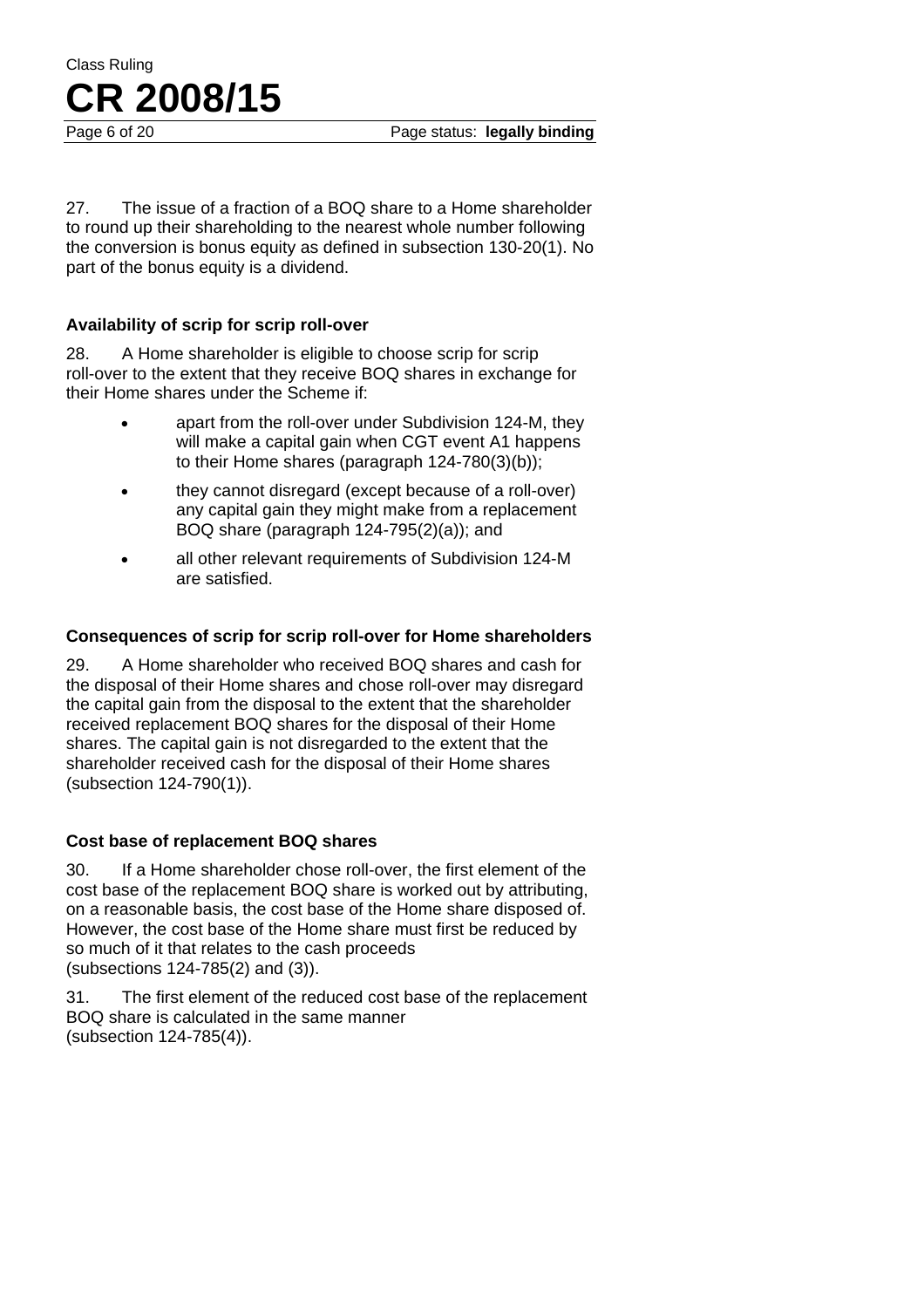27. The issue of a fraction of a BOQ share to a Home shareholder to round up their shareholding to the nearest whole number following the conversion is bonus equity as defined in subsection 130-20(1). No part of the bonus equity is a dividend.

### Availability of scrip for scrip roll-over

28. A Home shareholder is eligible to choose scrip for scrip roll-over to the extent that they receive BOQ shares in exchange for their Home shares under the Scheme if:

- apart from the roll-over under Subdivision 124-M, they will make a capital gain when CGT event A1 happens to their Home shares (paragraph 124-780(3)(b));
- they cannot disregard (except because of a roll-over) any capital gain they might make from a replacement BOQ share (paragraph 124-795(2)(a)); and
- all other relevant requirements of Subdivision 124-M are satisfied.

### Consequences of scrip for scrip roll-over for Home shareholders

29. A Home shareholder who received BOQ shares and cash for the disposal of their Home shares and chose roll-over may disregard the capital gain from the disposal to the extent that the shareholder received replacement BOQ shares for the disposal of their Home shares. The capital gain is not disregarded to the extent that the shareholder received cash for the disposal of their Home shares (subsection 124-790(1)).

### Cost base of replacement BOQ shares

30. If a Home shareholder chose roll-over, the first element of the cost base of the replacement BOQ share is worked out by attributing, on a reasonable basis, the cost base of the Home share disposed of. However, the cost base of the Home share must first be reduced by so much of it that relates to the cash proceeds (subsections 124-785(2) and (3)).

31. The first element of the reduced cost base of the replacement BOQ share is calculated in the same manner (subsection 124-785(4)).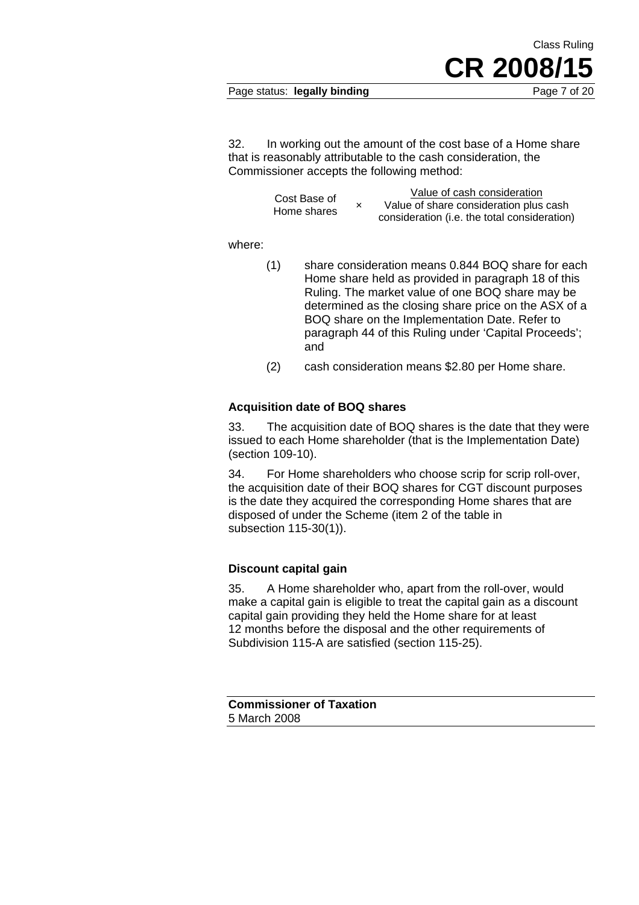32. In working out the amount of the cost base of a Home share that is reasonably attributable to the cash consideration, the Commissioner accepts the following method:

$$\text{Cost Base of Home shares} \times \frac{\text{Value of cash consideration}}{\text{Value of share consideration plus cash consideration (i.e. the total consideration)}}$$

where:

(1) share consideration means 0.844 BOQ share for each Home share held as provided in paragraph 18 of this Ruling. The market value of one BOQ share may be determined as the closing share price on the ASX of a BOQ share on the Implementation Date. Refer to paragraph 44 of this Ruling under 'Capital Proceeds'; and

(2) cash consideration means $2.80 per Home share.

### Acquisition date of BOQ shares

33. The acquisition date of BOQ shares is the date that they were issued to each Home shareholder (that is the Implementation Date) (section 109-10).

34. For Home shareholders who choose scrip for scrip roll-over, the acquisition date of their BOQ shares for CGT discount purposes is the date they acquired the corresponding Home shares that are disposed of under the Scheme (item 2 of the table in subsection 115-30(1)).

### Discount capital gain

35. A Home shareholder who, apart from the roll-over, would make a capital gain is eligible to treat the capital gain as a discount capital gain providing they held the Home share for at least 12 months before the disposal and the other requirements of Subdivision 115-A are satisfied (section 115-25).

**Commissioner of Taxation**
5 March 2008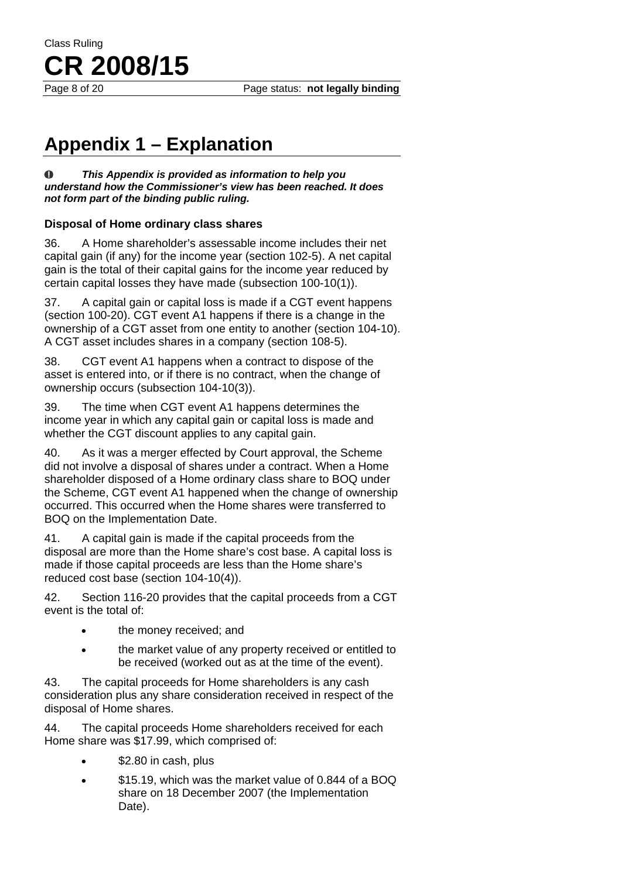## Appendix 1 – Explanation

*This Appendix is provided as information to help you understand how the Commissioner's view has been reached. It does not form part of the binding public ruling.*

### Disposal of Home ordinary class shares

36. A Home shareholder's assessable income includes their net capital gain (if any) for the income year (section 102-5). A net capital gain is the total of their capital gains for the income year reduced by certain capital losses they have made (subsection 100-10(1)).

37. A capital gain or capital loss is made if a CGT event happens (section 100-20). CGT event A1 happens if there is a change in the ownership of a CGT asset from one entity to another (section 104-10). A CGT asset includes shares in a company (section 108-5).

38. CGT event A1 happens when a contract to dispose of the asset is entered into, or if there is no contract, when the change of ownership occurs (subsection 104-10(3)).

39. The time when CGT event A1 happens determines the income year in which any capital gain or capital loss is made and whether the CGT discount applies to any capital gain.

40. As it was a merger effected by Court approval, the Scheme did not involve a disposal of shares under a contract. When a Home shareholder disposed of a Home ordinary class share to BOQ under the Scheme, CGT event A1 happened when the change of ownership occurred. This occurred when the Home shares were transferred to BOQ on the Implementation Date.

41. A capital gain is made if the capital proceeds from the disposal are more than the Home share's cost base. A capital loss is made if those capital proceeds are less than the Home share's reduced cost base (section 104-10(4)).

42. Section 116-20 provides that the capital proceeds from a CGT event is the total of:

- the money received; and
- the market value of any property received or entitled to be received (worked out as at the time of the event).

43. The capital proceeds for Home shareholders is any cash consideration plus any share consideration received in respect of the disposal of Home shares.

44. The capital proceeds Home shareholders received for each Home share was $17.99, which comprised of:

- $2.80 in cash, plus
- $15.19, which was the market value of 0.844 of a BOQ share on 18 December 2007 (the Implementation Date).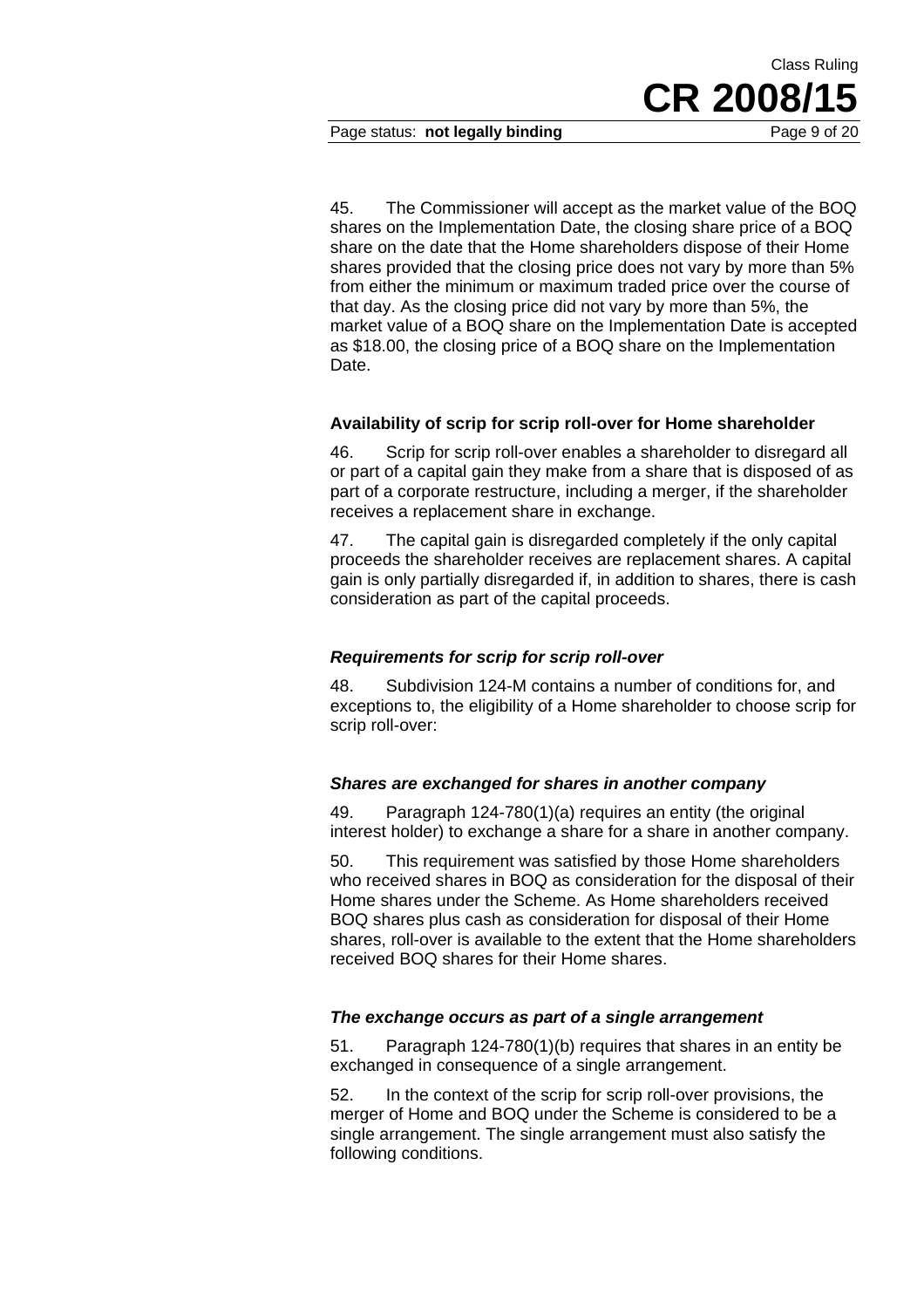45. The Commissioner will accept as the market value of the BOQ shares on the Implementation Date, the closing share price of a BOQ share on the date that the Home shareholders dispose of their Home shares provided that the closing price does not vary by more than 5% from either the minimum or maximum traded price over the course of that day. As the closing price did not vary by more than 5%, the market value of a BOQ share on the Implementation Date is accepted as $18.00, the closing price of a BOQ share on the Implementation Date.

### Availability of scrip for scrip roll-over for Home shareholder

46. Scrip for scrip roll-over enables a shareholder to disregard all or part of a capital gain they make from a share that is disposed of as part of a corporate restructure, including a merger, if the shareholder receives a replacement share in exchange.

47. The capital gain is disregarded completely if the only capital proceeds the shareholder receives are replacement shares. A capital gain is only partially disregarded if, in addition to shares, there is cash consideration as part of the capital proceeds.

#### *Requirements for scrip for scrip roll-over*

48. Subdivision 124-M contains a number of conditions for, and exceptions to, the eligibility of a Home shareholder to choose scrip for scrip roll-over:

#### *Shares are exchanged for shares in another company*

49. Paragraph 124-780(1)(a) requires an entity (the original interest holder) to exchange a share for a share in another company.

50. This requirement was satisfied by those Home shareholders who received shares in BOQ as consideration for the disposal of their Home shares under the Scheme. As Home shareholders received BOQ shares plus cash as consideration for disposal of their Home shares, roll-over is available to the extent that the Home shareholders received BOQ shares for their Home shares.

#### *The exchange occurs as part of a single arrangement*

51. Paragraph 124-780(1)(b) requires that shares in an entity be exchanged in consequence of a single arrangement.

52. In the context of the scrip for scrip roll-over provisions, the merger of Home and BOQ under the Scheme is considered to be a single arrangement. The single arrangement must also satisfy the following conditions.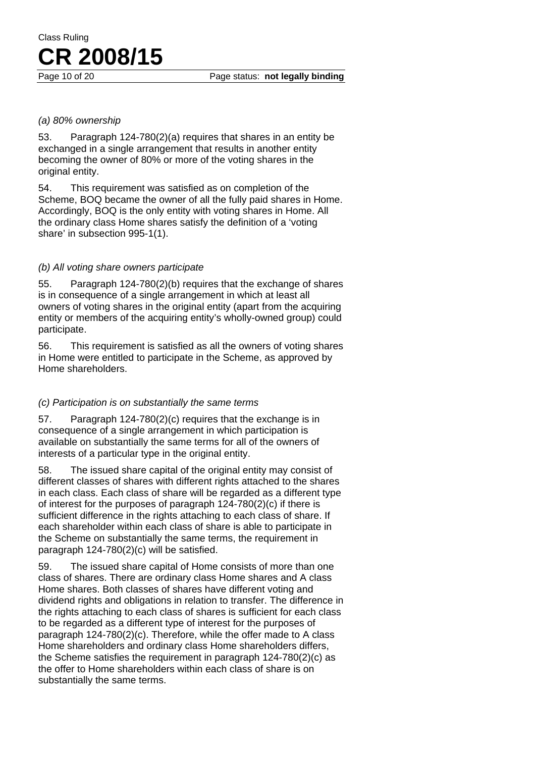*(a) 80% ownership*

53. Paragraph 124-780(2)(a) requires that shares in an entity be exchanged in a single arrangement that results in another entity becoming the owner of 80% or more of the voting shares in the original entity.

54. This requirement was satisfied as on completion of the Scheme, BOQ became the owner of all the fully paid shares in Home. Accordingly, BOQ is the only entity with voting shares in Home. All the ordinary class Home shares satisfy the definition of a 'voting share' in subsection 995-1(1).

*(b) All voting share owners participate*

55. Paragraph 124-780(2)(b) requires that the exchange of shares is in consequence of a single arrangement in which at least all owners of voting shares in the original entity (apart from the acquiring entity or members of the acquiring entity's wholly-owned group) could participate.

56. This requirement is satisfied as all the owners of voting shares in Home were entitled to participate in the Scheme, as approved by Home shareholders.

*(c) Participation is on substantially the same terms*

57. Paragraph 124-780(2)(c) requires that the exchange is in consequence of a single arrangement in which participation is available on substantially the same terms for all of the owners of interests of a particular type in the original entity.

58. The issued share capital of the original entity may consist of different classes of shares with different rights attached to the shares in each class. Each class of share will be regarded as a different type of interest for the purposes of paragraph 124-780(2)(c) if there is sufficient difference in the rights attaching to each class of share. If each shareholder within each class of share is able to participate in the Scheme on substantially the same terms, the requirement in paragraph 124-780(2)(c) will be satisfied.

59. The issued share capital of Home consists of more than one class of shares. There are ordinary class Home shares and A class Home shares. Both classes of shares have different voting and dividend rights and obligations in relation to transfer. The difference in the rights attaching to each class of shares is sufficient for each class to be regarded as a different type of interest for the purposes of paragraph 124-780(2)(c). Therefore, while the offer made to A class Home shareholders and ordinary class Home shareholders differs, the Scheme satisfies the requirement in paragraph 124-780(2)(c) as the offer to Home shareholders within each class of share is on substantially the same terms.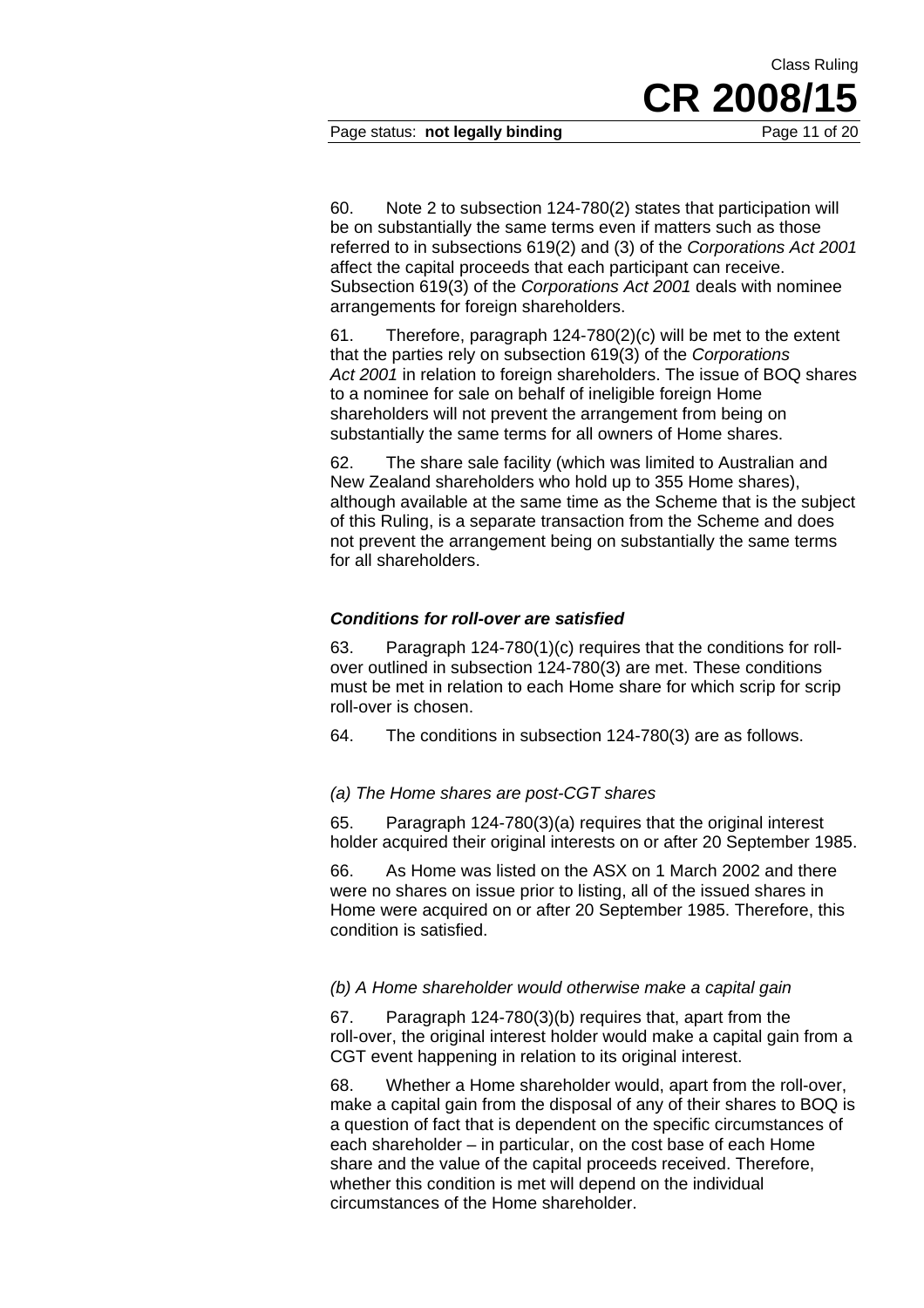60. Note 2 to subsection 124-780(2) states that participation will be on substantially the same terms even if matters such as those referred to in subsections 619(2) and (3) of the *Corporations Act 2001* affect the capital proceeds that each participant can receive. Subsection 619(3) of the *Corporations Act 2001* deals with nominee arrangements for foreign shareholders.

61. Therefore, paragraph 124-780(2)(c) will be met to the extent that the parties rely on subsection 619(3) of the *Corporations Act 2001* in relation to foreign shareholders. The issue of BOQ shares to a nominee for sale on behalf of ineligible foreign Home shareholders will not prevent the arrangement from being on substantially the same terms for all owners of Home shares.

62. The share sale facility (which was limited to Australian and New Zealand shareholders who hold up to 355 Home shares), although available at the same time as the Scheme that is the subject of this Ruling, is a separate transaction from the Scheme and does not prevent the arrangement being on substantially the same terms for all shareholders.

### *Conditions for roll-over are satisfied*

63. Paragraph 124-780(1)(c) requires that the conditions for roll-over outlined in subsection 124-780(3) are met. These conditions must be met in relation to each Home share for which scrip for scrip roll-over is chosen.

64. The conditions in subsection 124-780(3) are as follows.

#### *(a) The Home shares are post-CGT shares*

65. Paragraph 124-780(3)(a) requires that the original interest holder acquired their original interests on or after 20 September 1985.

66. As Home was listed on the ASX on 1 March 2002 and there were no shares on issue prior to listing, all of the issued shares in Home were acquired on or after 20 September 1985. Therefore, this condition is satisfied.

#### *(b) A Home shareholder would otherwise make a capital gain*

67. Paragraph 124-780(3)(b) requires that, apart from the roll-over, the original interest holder would make a capital gain from a CGT event happening in relation to its original interest.

68. Whether a Home shareholder would, apart from the roll-over, make a capital gain from the disposal of any of their shares to BOQ is a question of fact that is dependent on the specific circumstances of each shareholder – in particular, on the cost base of each Home share and the value of the capital proceeds received. Therefore, whether this condition is met will depend on the individual circumstances of the Home shareholder.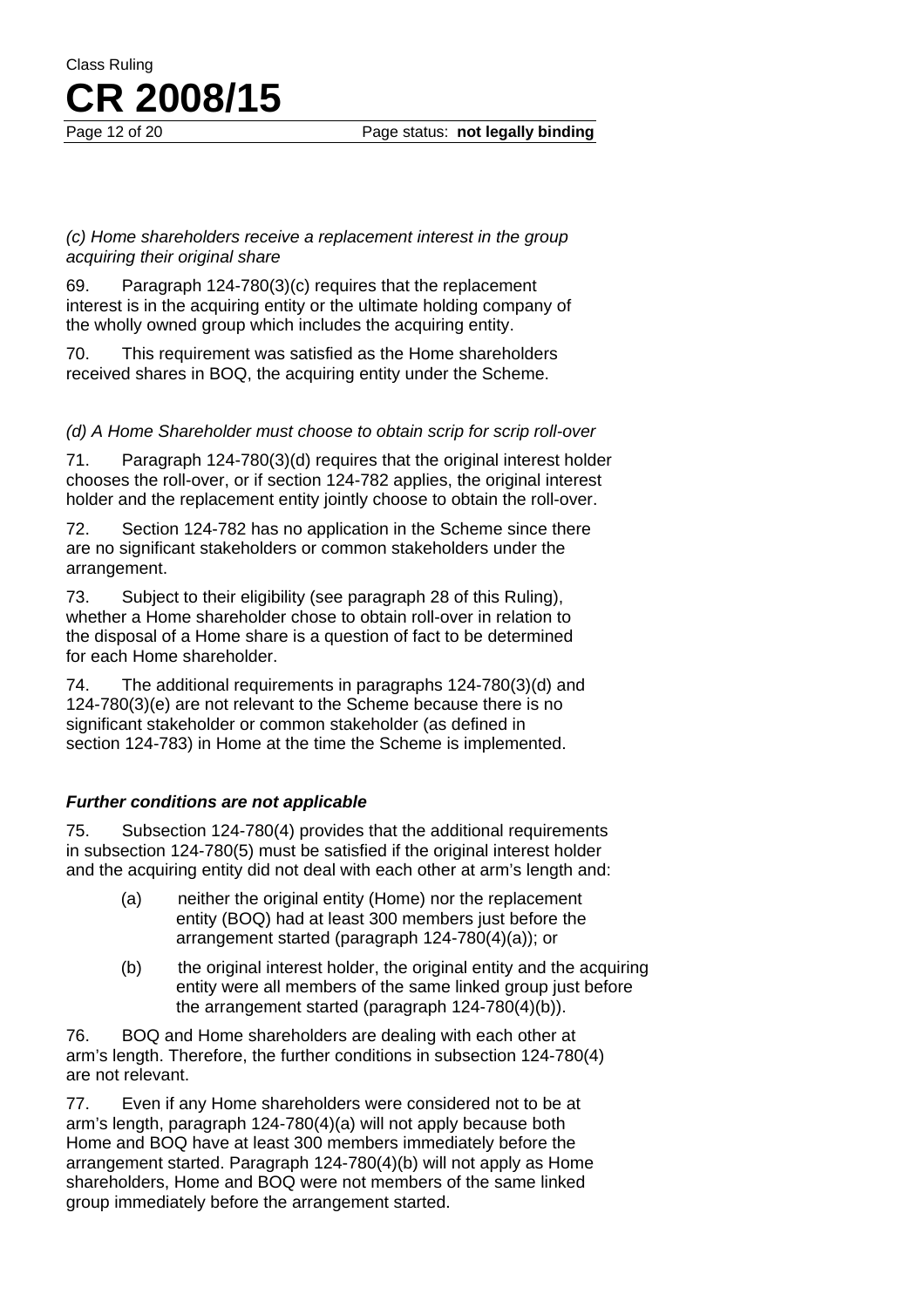*(c) Home shareholders receive a replacement interest in the group acquiring their original share*

69. Paragraph 124-780(3)(c) requires that the replacement interest is in the acquiring entity or the ultimate holding company of the wholly owned group which includes the acquiring entity.

70. This requirement was satisfied as the Home shareholders received shares in BOQ, the acquiring entity under the Scheme.

*(d) A Home Shareholder must choose to obtain scrip for scrip roll-over*

71. Paragraph 124-780(3)(d) requires that the original interest holder chooses the roll-over, or if section 124-782 applies, the original interest holder and the replacement entity jointly choose to obtain the roll-over.

72. Section 124-782 has no application in the Scheme since there are no significant stakeholders or common stakeholders under the arrangement.

73. Subject to their eligibility (see paragraph 28 of this Ruling), whether a Home shareholder chose to obtain roll-over in relation to the disposal of a Home share is a question of fact to be determined for each Home shareholder.

74. The additional requirements in paragraphs 124-780(3)(d) and 124-780(3)(e) are not relevant to the Scheme because there is no significant stakeholder or common stakeholder (as defined in section 124-783) in Home at the time the Scheme is implemented.

***Further conditions are not applicable***

75. Subsection 124-780(4) provides that the additional requirements in subsection 124-780(5) must be satisfied if the original interest holder and the acquiring entity did not deal with each other at arm's length and:

- (a) neither the original entity (Home) nor the replacement entity (BOQ) had at least 300 members just before the arrangement started (paragraph 124-780(4)(a)); or
- (b) the original interest holder, the original entity and the acquiring entity were all members of the same linked group just before the arrangement started (paragraph 124-780(4)(b)).

76. BOQ and Home shareholders are dealing with each other at arm's length. Therefore, the further conditions in subsection 124-780(4) are not relevant.

77. Even if any Home shareholders were considered not to be at arm's length, paragraph 124-780(4)(a) will not apply because both Home and BOQ have at least 300 members immediately before the arrangement started. Paragraph 124-780(4)(b) will not apply as Home shareholders, Home and BOQ were not members of the same linked group immediately before the arrangement started.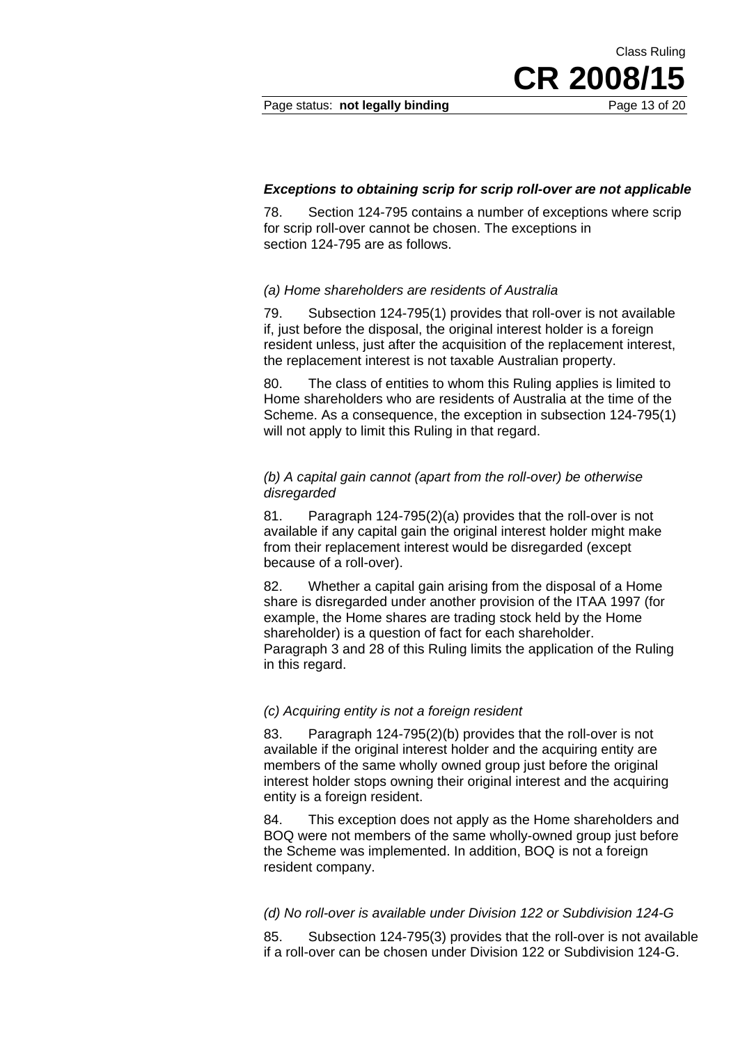### *Exceptions to obtaining scrip for scrip roll-over are not applicable*

78. Section 124-795 contains a number of exceptions where scrip for scrip roll-over cannot be chosen. The exceptions in section 124-795 are as follows.

*(a) Home shareholders are residents of Australia*

79. Subsection 124-795(1) provides that roll-over is not available if, just before the disposal, the original interest holder is a foreign resident unless, just after the acquisition of the replacement interest, the replacement interest is not taxable Australian property.

80. The class of entities to whom this Ruling applies is limited to Home shareholders who are residents of Australia at the time of the Scheme. As a consequence, the exception in subsection 124-795(1) will not apply to limit this Ruling in that regard.

*(b) A capital gain cannot (apart from the roll-over) be otherwise disregarded*

81. Paragraph 124-795(2)(a) provides that the roll-over is not available if any capital gain the original interest holder might make from their replacement interest would be disregarded (except because of a roll-over).

82. Whether a capital gain arising from the disposal of a Home share is disregarded under another provision of the ITAA 1997 (for example, the Home shares are trading stock held by the Home shareholder) is a question of fact for each shareholder. Paragraph 3 and 28 of this Ruling limits the application of the Ruling in this regard.

*(c) Acquiring entity is not a foreign resident*

83. Paragraph 124-795(2)(b) provides that the roll-over is not available if the original interest holder and the acquiring entity are members of the same wholly owned group just before the original interest holder stops owning their original interest and the acquiring entity is a foreign resident.

84. This exception does not apply as the Home shareholders and BOQ were not members of the same wholly-owned group just before the Scheme was implemented. In addition, BOQ is not a foreign resident company.

*(d) No roll-over is available under Division 122 or Subdivision 124-G*

85. Subsection 124-795(3) provides that the roll-over is not available if a roll-over can be chosen under Division 122 or Subdivision 124-G.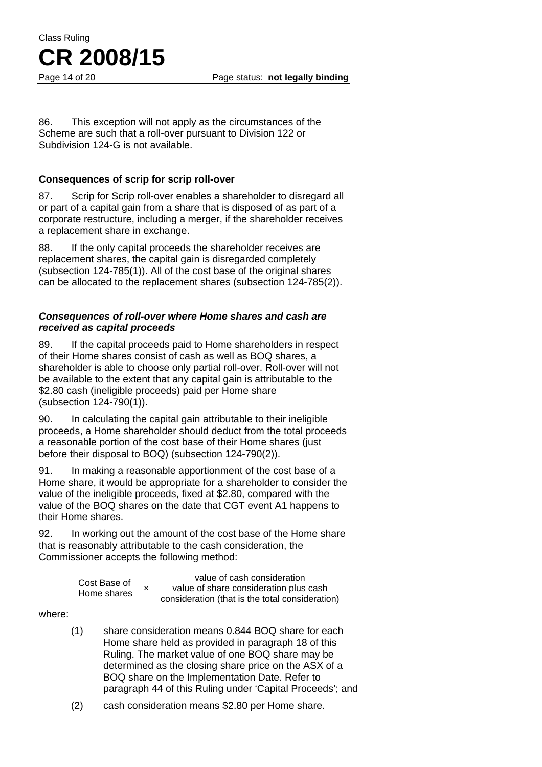86. This exception will not apply as the circumstances of the Scheme are such that a roll-over pursuant to Division 122 or Subdivision 124-G is not available.

**Consequences of scrip for scrip roll-over**

87. Scrip for Scrip roll-over enables a shareholder to disregard all or part of a capital gain from a share that is disposed of as part of a corporate restructure, including a merger, if the shareholder receives a replacement share in exchange.

88. If the only capital proceeds the shareholder receives are replacement shares, the capital gain is disregarded completely (subsection 124-785(1)). All of the cost base of the original shares can be allocated to the replacement shares (subsection 124-785(2)).

***Consequences of roll-over where Home shares and cash are received as capital proceeds***

89. If the capital proceeds paid to Home shareholders in respect of their Home shares consist of cash as well as BOQ shares, a shareholder is able to choose only partial roll-over. Roll-over will not be available to the extent that any capital gain is attributable to the $2.80 cash (ineligible proceeds) paid per Home share (subsection 124-790(1)).

90. In calculating the capital gain attributable to their ineligible proceeds, a Home shareholder should deduct from the total proceeds a reasonable portion of the cost base of their Home shares (just before their disposal to BOQ) (subsection 124-790(2)).

91. In making a reasonable apportionment of the cost base of a Home share, it would be appropriate for a shareholder to consider the value of the ineligible proceeds, fixed at $2.80, compared with the value of the BOQ shares on the date that CGT event A1 happens to their Home shares.

92. In working out the amount of the cost base of the Home share that is reasonably attributable to the cash consideration, the Commissioner accepts the following method:

$$\text{Cost Base of Home shares} \times \frac{\text{value of cash consideration}}{\text{value of share consideration plus cash consideration (that is the total consideration)}}$$

where:

(1) share consideration means 0.844 BOQ share for each Home share held as provided in paragraph 18 of this Ruling. The market value of one BOQ share may be determined as the closing share price on the ASX of a BOQ share on the Implementation Date. Refer to paragraph 44 of this Ruling under 'Capital Proceeds'; and

(2) cash consideration means $2.80 per Home share.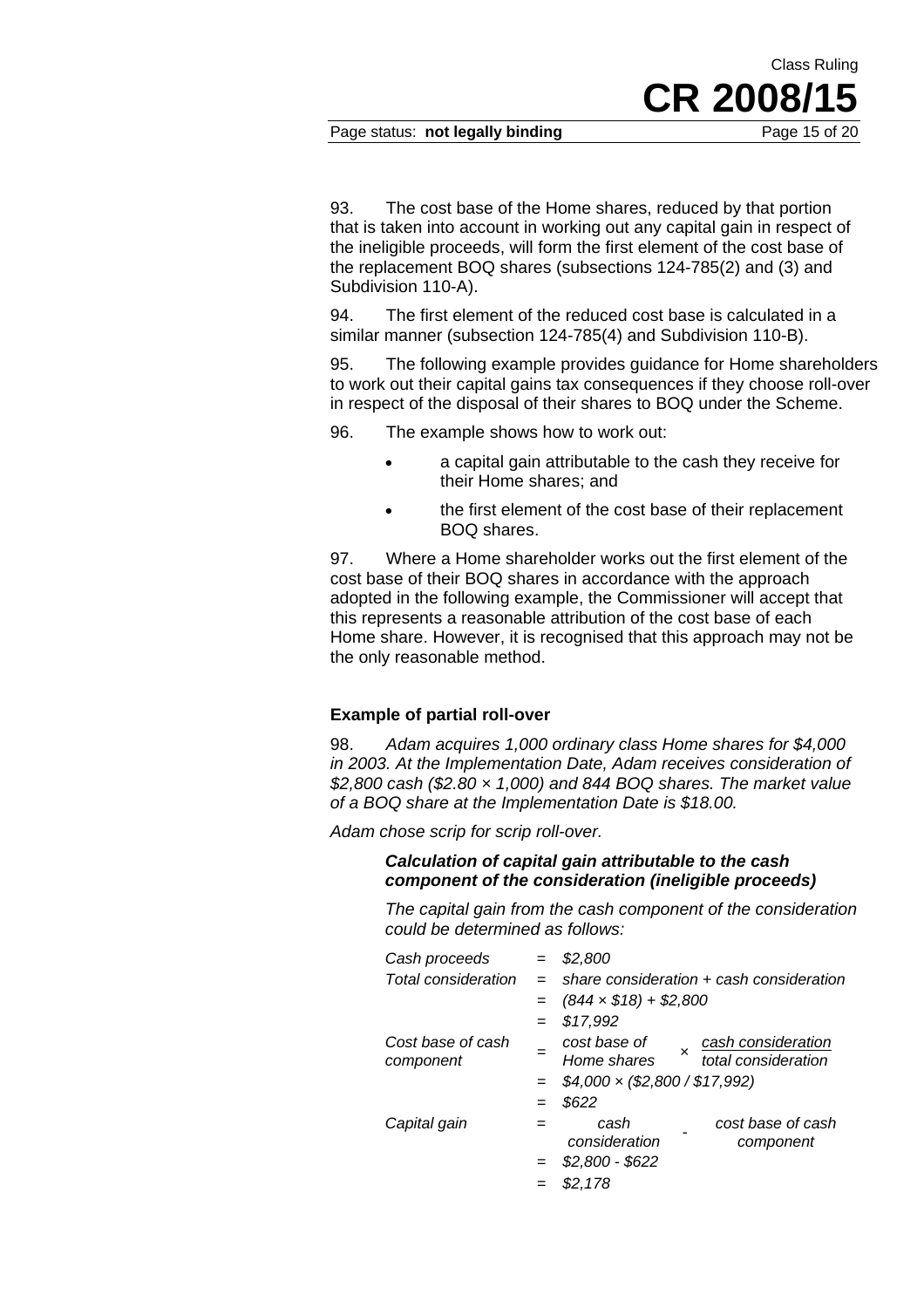93. The cost base of the Home shares, reduced by that portion that is taken into account in working out any capital gain in respect of the ineligible proceeds, will form the first element of the cost base of the replacement BOQ shares (subsections 124-785(2) and (3) and Subdivision 110-A).

94. The first element of the reduced cost base is calculated in a similar manner (subsection 124-785(4) and Subdivision 110-B).

95. The following example provides guidance for Home shareholders to work out their capital gains tax consequences if they choose roll-over in respect of the disposal of their shares to BOQ under the Scheme.

96. The example shows how to work out:

- a capital gain attributable to the cash they receive for their Home shares; and
- the first element of the cost base of their replacement BOQ shares.

97. Where a Home shareholder works out the first element of the cost base of their BOQ shares in accordance with the approach adopted in the following example, the Commissioner will accept that this represents a reasonable attribution of the cost base of each Home share. However, it is recognised that this approach may not be the only reasonable method.

### Example of partial roll-over

98. *Adam acquires 1,000 ordinary class Home shares for $4,000 in 2003. At the Implementation Date, Adam receives consideration of $2,800 cash ($2.80 × 1,000) and 844 BOQ shares. The market value of a BOQ share at the Implementation Date is $18.00.*

*Adam chose scrip for scrip roll-over.*

> ***Calculation of capital gain attributable to the cash component of the consideration (ineligible proceeds)***
>
> *The capital gain from the cash component of the consideration could be determined as follows:*

| | | |
|---|---|---|
| *Cash proceeds* | = | *$2,800* |
| *Total consideration* | = | *share consideration + cash consideration* |
| | = | *(844 × $18) + $2,800* |
| | = | *$17,992* |
| *Cost base of cash component* | = | *cost base of Home shares × (cash consideration / total consideration)* |
| | = | *$4,000 × ($2,800 / $17,992)* |
| | = | *$622* |
| *Capital gain* | = | *cash consideration - cost base of cash component* |
| | = | *$2,800 - $622* |
| | = | *$2,178* |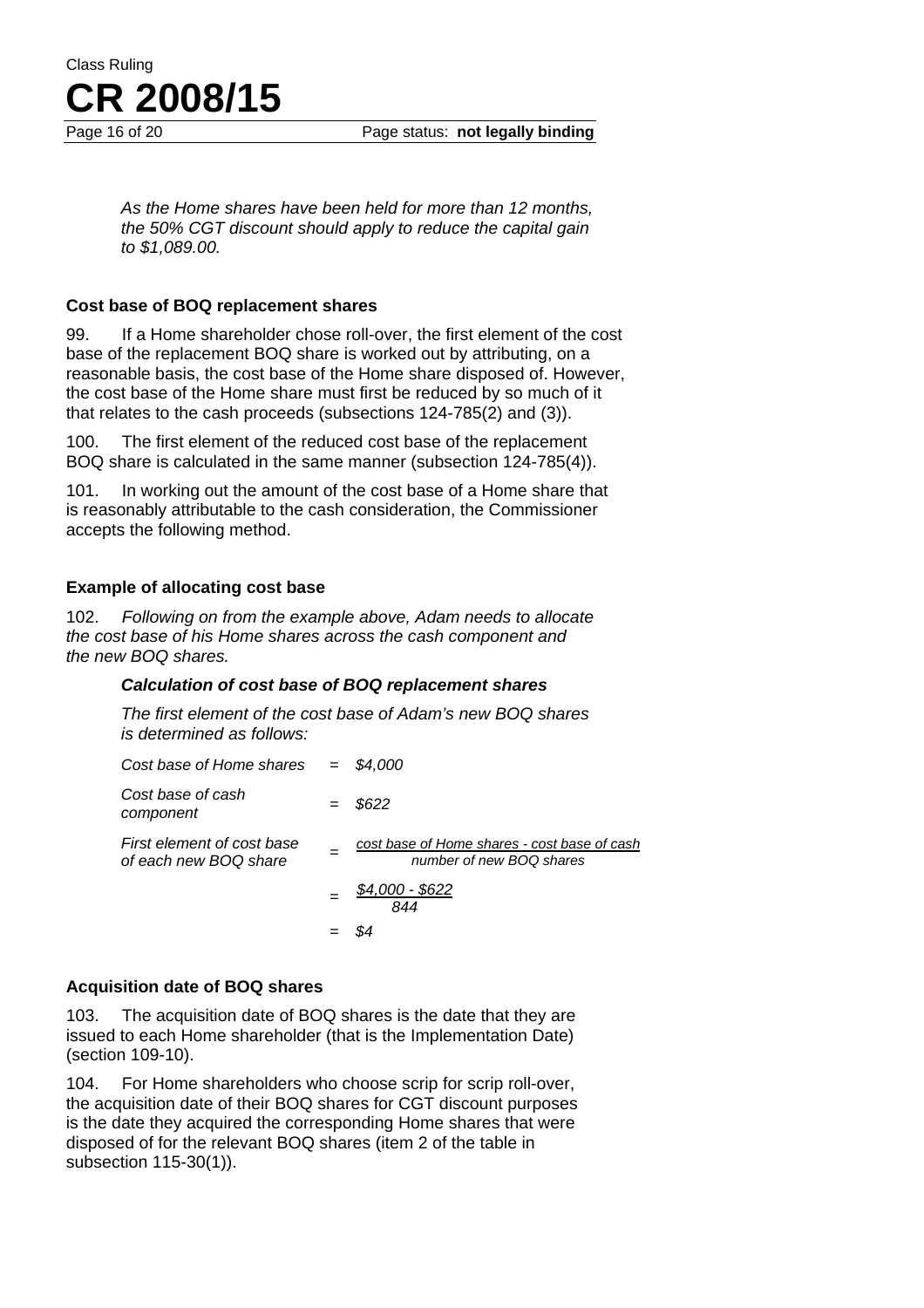*As the Home shares have been held for more than 12 months, the 50% CGT discount should apply to reduce the capital gain to $1,089.00.*

### Cost base of BOQ replacement shares

99. If a Home shareholder chose roll-over, the first element of the cost base of the replacement BOQ share is worked out by attributing, on a reasonable basis, the cost base of the Home share disposed of. However, the cost base of the Home share must first be reduced by so much of it that relates to the cash proceeds (subsections 124-785(2) and (3)).

100. The first element of the reduced cost base of the replacement BOQ share is calculated in the same manner (subsection 124-785(4)).

101. In working out the amount of the cost base of a Home share that is reasonably attributable to the cash consideration, the Commissioner accepts the following method.

### Example of allocating cost base

102. *Following on from the example above, Adam needs to allocate the cost base of his Home shares across the cash component and the new BOQ shares.*

***Calculation of cost base of BOQ replacement shares***

*The first element of the cost base of Adam's new BOQ shares is determined as follows:*

| | | |
|---|---|---|
| *Cost base of Home shares* | = | *$4,000* |
| *Cost base of cash component* | = | *$622* |
| *First element of cost base of each new BOQ share* | = | $\dfrac{\text{cost base of Home shares - cost base of cash}}{\text{number of new BOQ shares}}$ |
| | = | $\dfrac{\$4{,}000 - \$622}{844}$ |
| | = | *$4* |

### Acquisition date of BOQ shares

103. The acquisition date of BOQ shares is the date that they are issued to each Home shareholder (that is the Implementation Date) (section 109-10).

104. For Home shareholders who choose scrip for scrip roll-over, the acquisition date of their BOQ shares for CGT discount purposes is the date they acquired the corresponding Home shares that were disposed of for the relevant BOQ shares (item 2 of the table in subsection 115-30(1)).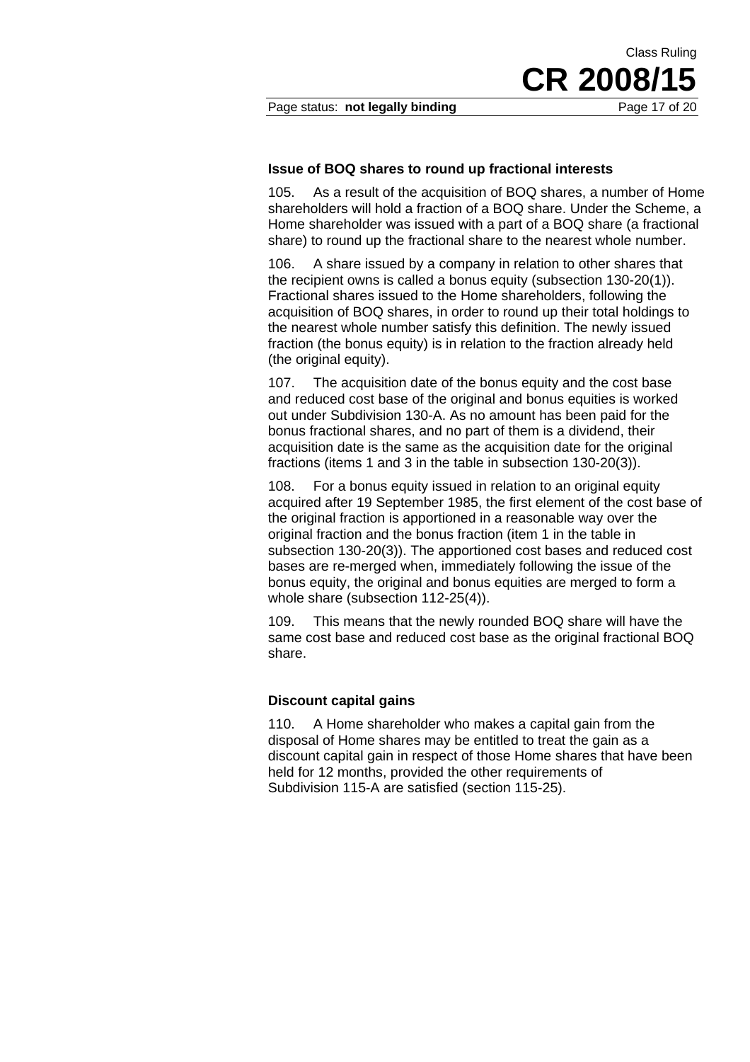### Issue of BOQ shares to round up fractional interests

105. As a result of the acquisition of BOQ shares, a number of Home shareholders will hold a fraction of a BOQ share. Under the Scheme, a Home shareholder was issued with a part of a BOQ share (a fractional share) to round up the fractional share to the nearest whole number.

106. A share issued by a company in relation to other shares that the recipient owns is called a bonus equity (subsection 130-20(1)). Fractional shares issued to the Home shareholders, following the acquisition of BOQ shares, in order to round up their total holdings to the nearest whole number satisfy this definition. The newly issued fraction (the bonus equity) is in relation to the fraction already held (the original equity).

107. The acquisition date of the bonus equity and the cost base and reduced cost base of the original and bonus equities is worked out under Subdivision 130-A. As no amount has been paid for the bonus fractional shares, and no part of them is a dividend, their acquisition date is the same as the acquisition date for the original fractions (items 1 and 3 in the table in subsection 130-20(3)).

108. For a bonus equity issued in relation to an original equity acquired after 19 September 1985, the first element of the cost base of the original fraction is apportioned in a reasonable way over the original fraction and the bonus fraction (item 1 in the table in subsection 130-20(3)). The apportioned cost bases and reduced cost bases are re-merged when, immediately following the issue of the bonus equity, the original and bonus equities are merged to form a whole share (subsection 112-25(4)).

109. This means that the newly rounded BOQ share will have the same cost base and reduced cost base as the original fractional BOQ share.

### Discount capital gains

110. A Home shareholder who makes a capital gain from the disposal of Home shares may be entitled to treat the gain as a discount capital gain in respect of those Home shares that have been held for 12 months, provided the other requirements of Subdivision 115-A are satisfied (section 115-25).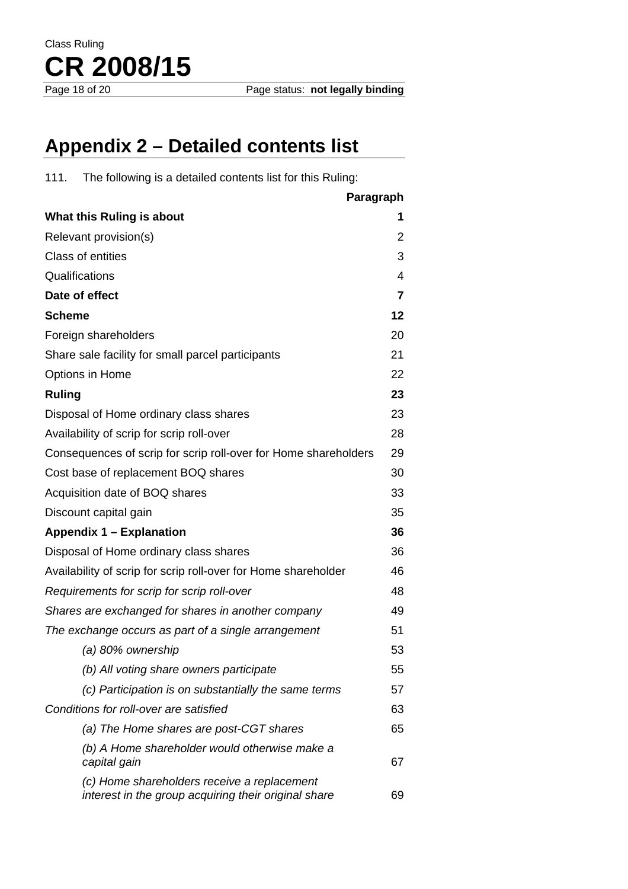## Appendix 2 – Detailed contents list

111. The following is a detailed contents list for this Ruling:

| | Paragraph |
|---|---|
| **What this Ruling is about** | **1** |
| Relevant provision(s) | 2 |
| Class of entities | 3 |
| Qualifications | 4 |
| **Date of effect** | **7** |
| **Scheme** | **12** |
| Foreign shareholders | 20 |
| Share sale facility for small parcel participants | 21 |
| Options in Home | 22 |
| **Ruling** | **23** |
| Disposal of Home ordinary class shares | 23 |
| Availability of scrip for scrip roll-over | 28 |
| Consequences of scrip for scrip roll-over for Home shareholders | 29 |
| Cost base of replacement BOQ shares | 30 |
| Acquisition date of BOQ shares | 33 |
| Discount capital gain | 35 |
| **Appendix 1 – Explanation** | **36** |
| Disposal of Home ordinary class shares | 36 |
| Availability of scrip for scrip roll-over for Home shareholder | 46 |
| *Requirements for scrip for scrip roll-over* | 48 |
| *Shares are exchanged for shares in another company* | 49 |
| *The exchange occurs as part of a single arrangement* | 51 |
| *(a) 80% ownership* | 53 |
| *(b) All voting share owners participate* | 55 |
| *(c) Participation is on substantially the same terms* | 57 |
| *Conditions for roll-over are satisfied* | 63 |
| *(a) The Home shares are post-CGT shares* | 65 |
| *(b) A Home shareholder would otherwise make a capital gain* | 67 |
| *(c) Home shareholders receive a replacement interest in the group acquiring their original share* | 69 |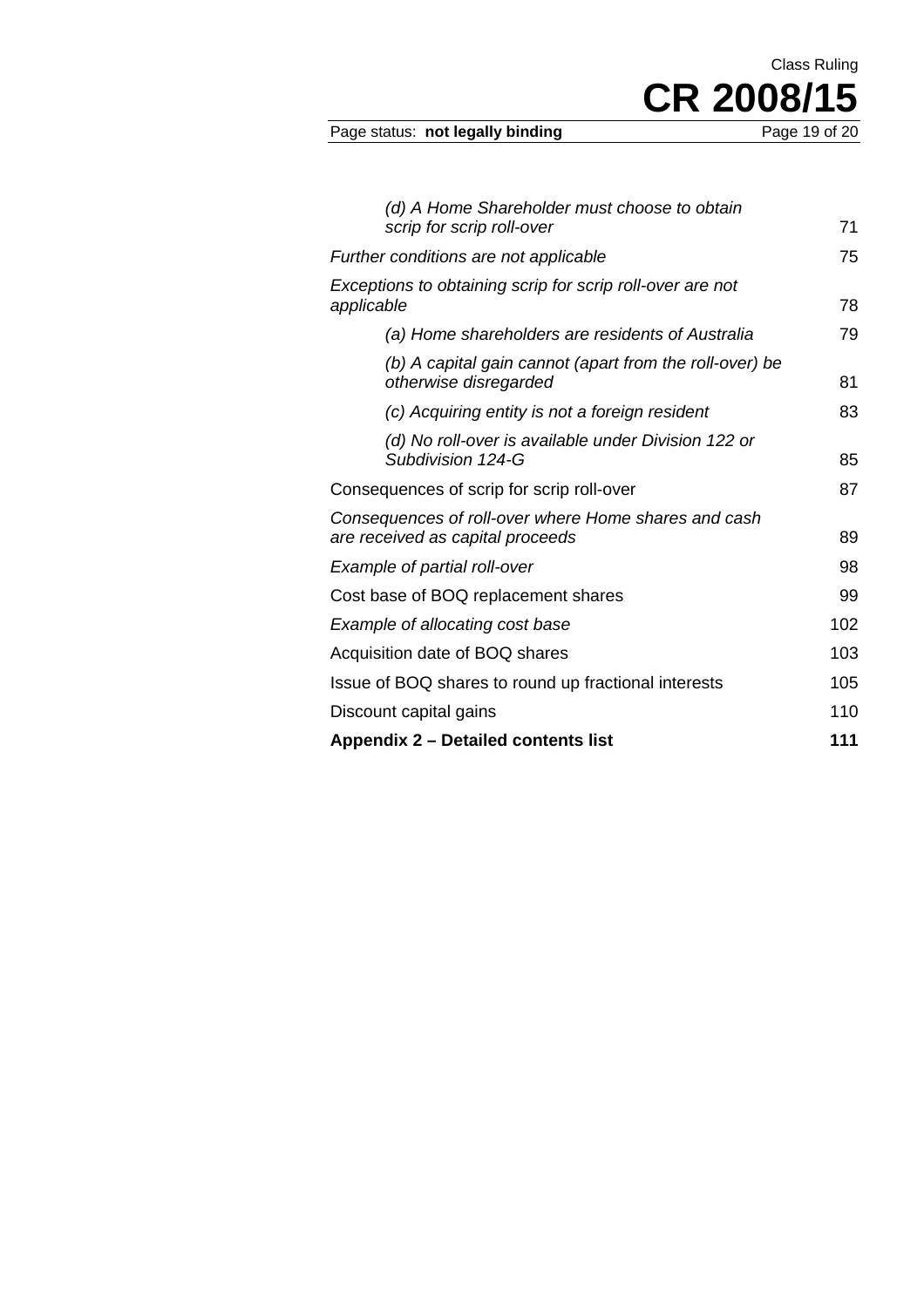| | |
|---|---|
| &nbsp;&nbsp;&nbsp;&nbsp;*(d) A Home Shareholder must choose to obtain scrip for scrip roll-over* | 71 |
| *Further conditions are not applicable* | 75 |
| *Exceptions to obtaining scrip for scrip roll-over are not applicable* | 78 |
| &nbsp;&nbsp;&nbsp;&nbsp;*(a) Home shareholders are residents of Australia* | 79 |
| &nbsp;&nbsp;&nbsp;&nbsp;*(b) A capital gain cannot (apart from the roll-over) be otherwise disregarded* | 81 |
| &nbsp;&nbsp;&nbsp;&nbsp;*(c) Acquiring entity is not a foreign resident* | 83 |
| &nbsp;&nbsp;&nbsp;&nbsp;*(d) No roll-over is available under Division 122 or Subdivision 124-G* | 85 |
| Consequences of scrip for scrip roll-over | 87 |
| *Consequences of roll-over where Home shares and cash are received as capital proceeds* | 89 |
| *Example of partial roll-over* | 98 |
| Cost base of BOQ replacement shares | 99 |
| *Example of allocating cost base* | 102 |
| Acquisition date of BOQ shares | 103 |
| Issue of BOQ shares to round up fractional interests | 105 |
| Discount capital gains | 110 |
| **Appendix 2 – Detailed contents list** | **111** |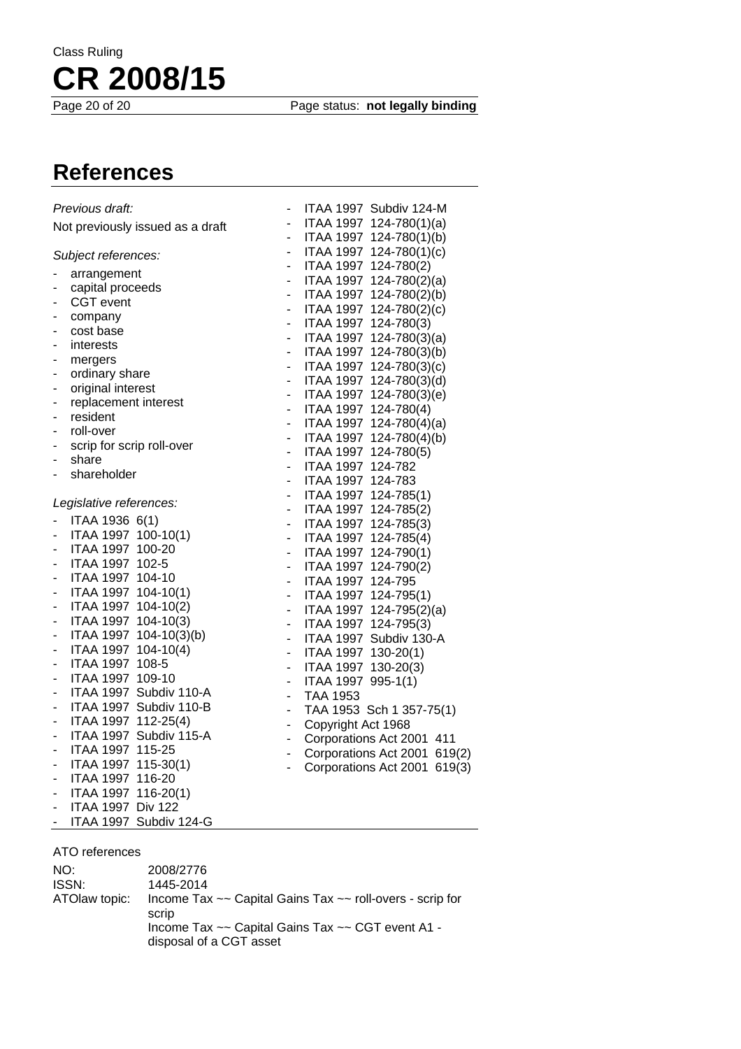## References

*Previous draft:*

Not previously issued as a draft

*Subject references:*

- arrangement
- capital proceeds
- CGT event
- company
- cost base
- interests
- mergers
- ordinary share
- original interest
- replacement interest
- resident
- roll-over
- scrip for scrip roll-over
- share
- shareholder

*Legislative references:*

- ITAA 1936 6(1)
- ITAA 1997 100-10(1)
- ITAA 1997 100-20
- ITAA 1997 102-5
- ITAA 1997 104-10
- ITAA 1997 104-10(1)
- ITAA 1997 104-10(2)
- ITAA 1997 104-10(3)
- ITAA 1997 104-10(3)(b)
- ITAA 1997 104-10(4)
- ITAA 1997 108-5
- ITAA 1997 109-10
- ITAA 1997 Subdiv 110-A
- ITAA 1997 Subdiv 110-B
- ITAA 1997 112-25(4)
- ITAA 1997 Subdiv 115-A
- ITAA 1997 115-25
- ITAA 1997 115-30(1)
- ITAA 1997 116-20
- ITAA 1997 116-20(1)
- ITAA 1997 Div 122
- ITAA 1997 Subdiv 124-G
- ITAA 1997 Subdiv 124-M
- ITAA 1997 124-780(1)(a)
- ITAA 1997 124-780(1)(b)
- ITAA 1997 124-780(1)(c)
- ITAA 1997 124-780(2)
- ITAA 1997 124-780(2)(a)
- ITAA 1997 124-780(2)(b)
- ITAA 1997 124-780(2)(c)
- ITAA 1997 124-780(3)
- ITAA 1997 124-780(3)(a)
- ITAA 1997 124-780(3)(b)
- ITAA 1997 124-780(3)(c)
- ITAA 1997 124-780(3)(d)
- ITAA 1997 124-780(3)(e)
- ITAA 1997 124-780(4)
- ITAA 1997 124-780(4)(a)
- ITAA 1997 124-780(4)(b)
- ITAA 1997 124-780(5)
- ITAA 1997 124-782
- ITAA 1997 124-783
- ITAA 1997 124-785(1)
- ITAA 1997 124-785(2)
- ITAA 1997 124-785(3)
- ITAA 1997 124-785(4)
- ITAA 1997 124-790(1)
- ITAA 1997 124-790(2)
- ITAA 1997 124-795
- ITAA 1997 124-795(1)
- ITAA 1997 124-795(2)(a)
- ITAA 1997 124-795(3)
- ITAA 1997 Subdiv 130-A
- ITAA 1997 130-20(1)
- ITAA 1997 130-20(3)
- ITAA 1997 995-1(1)
- TAA 1953
- TAA 1953 Sch 1 357-75(1)
- Copyright Act 1968
- Corporations Act 2001 411
- Corporations Act 2001 619(2)
- Corporations Act 2001 619(3)

ATO references

| | |
|---|---|
| NO: | 2008/2776 |
| ISSN: | 1445-2014 |
| ATOlaw topic: | Income Tax ~~ Capital Gains Tax ~~ roll-overs - scrip for scrip<br>Income Tax ~~ Capital Gains Tax ~~ CGT event A1 - disposal of a CGT asset |